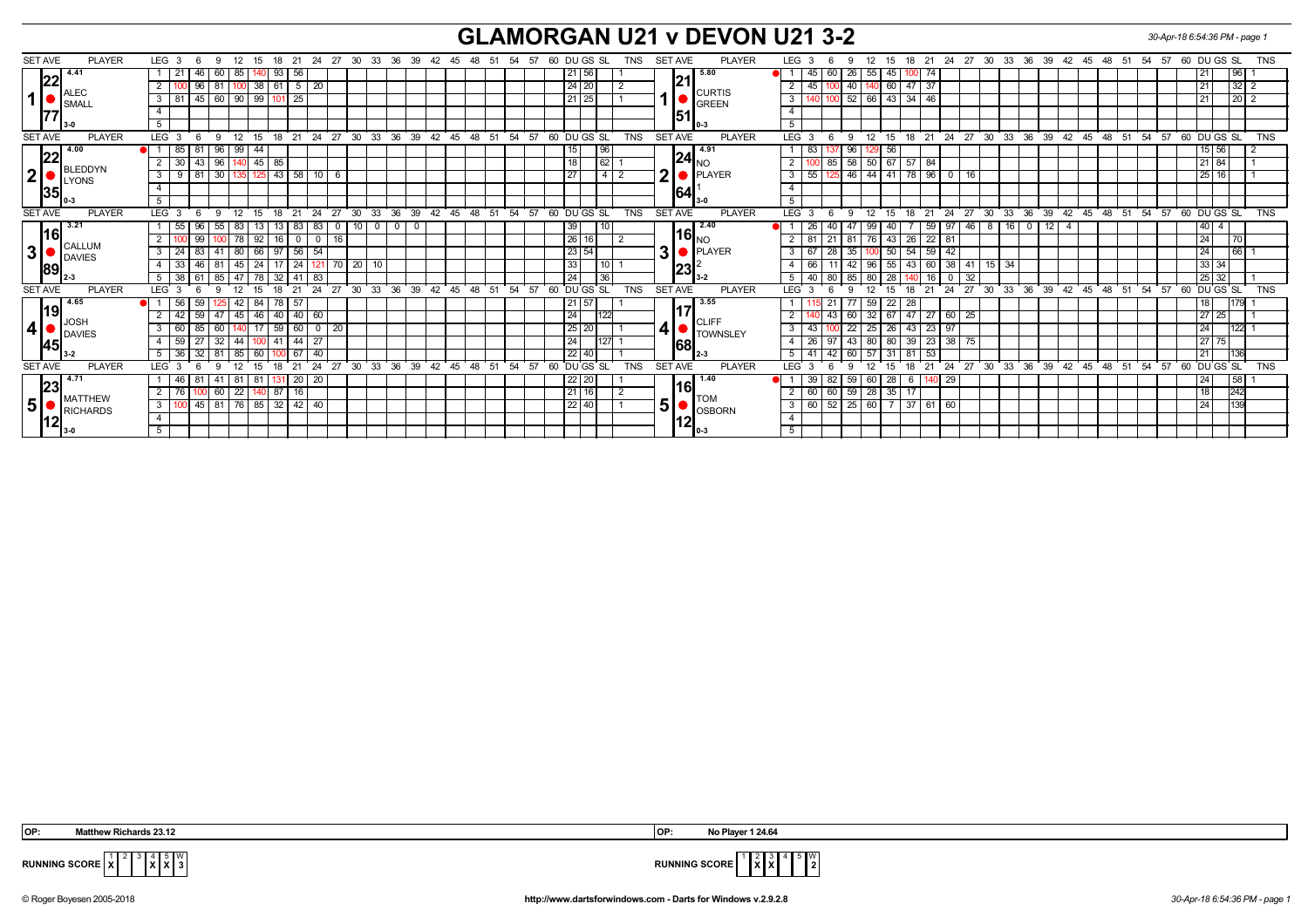# GLAMORGAN U21 v DEVON U21 3-2

30-Apr-18 6:54:36 PM - page 1

| SET | AVE | PLAYER | LEG | 3 | 6 | 9 | 12 | 15 | 18 | 21 | 24 | 27 | 30 | 33 | 36 | 39 | 42 | DU | GS | SL | TNS |
|---|---|---|---|---|---|---|---|---|---|---|---|---|---|---|---|---|---|---|---|---|---|
| 1 | 4.41 / 22.77 | ALEC SMALL 3-0 | 1 | 21 | 46 | 60 | 85 | 140 | 93 | 56 | | | | | | | | 21 | 56 | | 1 |
| | | | 2 | 100 | 96 | 81 | 100 | 38 | 61 | 5 | 20 | | | | | | | 24 | 20 | | 2 |
| | | | 3 | 81 | 45 | 60 | 90 | 99 | 101 | 25 | | | | | | | | 21 | 25 | | 1 |

| SET | AVE | PLAYER | LEG | 3 | 6 | 9 | 12 | 15 | 18 | 21 | 24 | 27 | 30 | 33 | 36 | 39 | 42 | DU | GS | SL | TNS |
|---|---|---|---|---|---|---|---|---|---|---|---|---|---|---|---|---|---|---|---|---|---|
| 1 | 5.80 / 21.51 | CURTIS GREEN 0-3 | 1 | 45 | 60 | 26 | 55 | 45 | 100 | 74 | | | | | | | | 21 | | 96 | 1 |
| | | | 2 | 45 | 100 | 40 | 140 | 60 | 47 | 37 | | | | | | | | 21 | | 32 | 2 |
| | | | 3 | 140 | 100 | 52 | 66 | 43 | 34 | 46 | | | | | | | | 21 | | 20 | 2 |

| SET | AVE | PLAYER | LEG | 3 | 6 | 9 | 12 | 15 | 18 | 21 | 24 | 27 | 30 | 33 | 36 | 39 | 42 | DU | GS | SL | TNS |
|---|---|---|---|---|---|---|---|---|---|---|---|---|---|---|---|---|---|---|---|---|---|
| 2 | 4.00 / 22.35 | BLEDDYN LYONS 0-3 | 1 | 85 | 81 | 96 | 99 | 44 | | | | | | | | | | 15 | | 96 | |
| | | | 2 | 30 | 43 | 96 | 140 | 45 | 85 | | | | | | | | | 18 | | 62 | 1 |
| | | | 3 | 9 | 81 | 30 | 135 | 125 | 43 | 58 | 10 | 6 | | | | | | 27 | | 4 | 2 |

| SET | AVE | PLAYER | LEG | 3 | 6 | 9 | 12 | 15 | 18 | 21 | 24 | 27 | 30 | 33 | 36 | 39 | 42 | DU | GS | SL | TNS |
|---|---|---|---|---|---|---|---|---|---|---|---|---|---|---|---|---|---|---|---|---|---|
| 2 | 4.91 / 24.64 | NO PLAYER 1 3-0 | 1 | 83 | 137 | 96 | 129 | 56 | | | | | | | | | | 15 | 56 | | 2 |
| | | | 2 | 100 | 85 | 58 | 50 | 67 | 57 | 84 | | | | | | | | 21 | 84 | | 1 |
| | | | 3 | 55 | 125 | 46 | 44 | 41 | 78 | 96 | 0 | 16 | | | | | | 25 | 16 | | 1 |

| SET | AVE | PLAYER | LEG | 3 | 6 | 9 | 12 | 15 | 18 | 21 | 24 | 27 | 30 | 33 | 36 | 39 | 42 | DU | GS | SL | TNS |
|---|---|---|---|---|---|---|---|---|---|---|---|---|---|---|---|---|---|---|---|---|---|
| 3 | 3.21 / 16.89 | CALLUM DAVIES 2-3 | 1 | 55 | 96 | 55 | 83 | 13 | 13 | 83 | 83 | 0 | 10 | 0 | 0 | 0 | | 39 | | 10 | |
| | | | 2 | 100 | 99 | 100 | 78 | 92 | 16 | 0 | 0 | 16 | | | | | | 26 | 16 | | 2 |
| | | | 3 | 24 | 83 | 41 | 80 | 66 | 97 | 56 | 54 | | | | | | | 23 | 54 | | |
| | | | 4 | 33 | 46 | 81 | 45 | 24 | 17 | 24 | 121 | 70 | 20 | 10 | | | | 33 | | 10 | 1 |
| | | | 5 | 38 | 61 | 85 | 47 | 78 | 32 | 41 | 83 | | | | | | | 24 | | 36 | |

| SET | AVE | PLAYER | LEG | 3 | 6 | 9 | 12 | 15 | 18 | 21 | 24 | 27 | 30 | 33 | 36 | 39 | 42 | DU | GS | SL | TNS |
|---|---|---|---|---|---|---|---|---|---|---|---|---|---|---|---|---|---|---|---|---|---|
| 3 | 2.40 / 16.23 | NO PLAYER 2 3-2 | 1 | 26 | 40 | 47 | 99 | 40 | 7 | 59 | 97 | 46 | 8 | 16 | 0 | 12 | 4 | 40 | 4 | | |
| | | | 2 | 81 | 21 | 81 | 76 | 43 | 26 | 22 | 81 | | | | | | | 24 | | 70 | |
| | | | 3 | 67 | 28 | 35 | 100 | 50 | 54 | 59 | 42 | | | | | | | 24 | | 66 | 1 |
| | | | 4 | 66 | 11 | 42 | 96 | 55 | 43 | 60 | 38 | 41 | 15 | 34 | | | | 33 | 34 | | |
| | | | 5 | 40 | 80 | 85 | 80 | 28 | 140 | 16 | 0 | 32 | | | | | | 25 | 32 | | 1 |

| SET | AVE | PLAYER | LEG | 3 | 6 | 9 | 12 | 15 | 18 | 21 | 24 | 27 | 30 | 33 | 36 | 39 | 42 | DU | GS | SL | TNS |
|---|---|---|---|---|---|---|---|---|---|---|---|---|---|---|---|---|---|---|---|---|---|
| 4 | 4.65 / 19.45 | JOSH DAVIES 3-2 | 1 | 56 | 59 | 125 | 42 | 84 | 78 | 57 | | | | | | | | 21 | 57 | | 1 |
| | | | 2 | 42 | 59 | 47 | 45 | 46 | 40 | 40 | 60 | | | | | | | 24 | | 122 | |
| | | | 3 | 60 | 85 | 60 | 140 | 17 | 59 | 60 | 0 | 20 | | | | | | 25 | 20 | | 1 |
| | | | 4 | 59 | 27 | 32 | 44 | 100 | 41 | 44 | 27 | | | | | | | 24 | | 127 | 1 |
| | | | 5 | 36 | 32 | 81 | 85 | 60 | 100 | 67 | 40 | | | | | | | 22 | 40 | | 1 |

| SET | AVE | PLAYER | LEG | 3 | 6 | 9 | 12 | 15 | 18 | 21 | 24 | 27 | 30 | 33 | 36 | 39 | 42 | DU | GS | SL | TNS |
|---|---|---|---|---|---|---|---|---|---|---|---|---|---|---|---|---|---|---|---|---|---|
| 4 | 3.55 / 17.68 | CLIFF TOWNSLEY 2-3 | 1 | 115 | 21 | 77 | 59 | 22 | 28 | | | | | | | | | 18 | | 179 | 1 |
| | | | 2 | 140 | 43 | 60 | 32 | 67 | 47 | 27 | 60 | 25 | | | | | | 27 | 25 | | 1 |
| | | | 3 | 43 | 100 | 22 | 25 | 26 | 43 | 23 | 97 | | | | | | | 24 | | 122 | 1 |
| | | | 4 | 26 | 97 | 43 | 80 | 80 | 39 | 23 | 38 | 75 | | | | | | 27 | 75 | | |
| | | | 5 | 41 | 42 | 60 | 57 | 31 | 81 | 53 | | | | | | | | 21 | | 136 | |

| SET | AVE | PLAYER | LEG | 3 | 6 | 9 | 12 | 15 | 18 | 21 | 24 | 27 | 30 | 33 | 36 | 39 | 42 | DU | GS | SL | TNS |
|---|---|---|---|---|---|---|---|---|---|---|---|---|---|---|---|---|---|---|---|---|---|
| 5 | 4.71 / 23.12 | MATTHEW RICHARDS 3-0 | 1 | 46 | 81 | 41 | 81 | 81 | 131 | 20 | 20 | | | | | | | 22 | 20 | | 1 |
| | | | 2 | 76 | 100 | 60 | 22 | 140 | 87 | 16 | | | | | | | | 21 | 16 | | 2 |
| | | | 3 | 100 | 45 | 81 | 76 | 85 | 32 | 42 | 40 | | | | | | | 22 | 40 | | 1 |

| SET | AVE | PLAYER | LEG | 3 | 6 | 9 | 12 | 15 | 18 | 21 | 24 | 27 | 30 | 33 | 36 | 39 | 42 | DU | GS | SL | TNS |
|---|---|---|---|---|---|---|---|---|---|---|---|---|---|---|---|---|---|---|---|---|---|
| 5 | 1.40 / 16.12 | TOM OSBORN 0-3 | 1 | 39 | 82 | 59 | 60 | 28 | 6 | 140 | 29 | | | | | | | 24 | | 58 | 1 |
| | | | 2 | 60 | 60 | 59 | 28 | 35 | 17 | | | | | | | | | 18 | | 242 | |
| | | | 3 | 60 | 52 | 25 | 60 | 7 | 37 | 61 | 60 | | | | | | | 24 | | 139 | |

OP: Matthew Richards 23.12

OP: No Player 1 24.64

| RUNNING SCORE | 1 | 2 | 3 | 4 | 5 | W |
|---|---|---|---|---|---|---|
| GLAMORGAN U21 | X | | | X | X | 3 |
| DEVON U21 | | X | X | | | 2 |

© Roger Boyesen 2005-2018 — http://www.dartsforwindows.com - Darts for Windows v.2.9.2.8 — 30-Apr-18 6:54:36 PM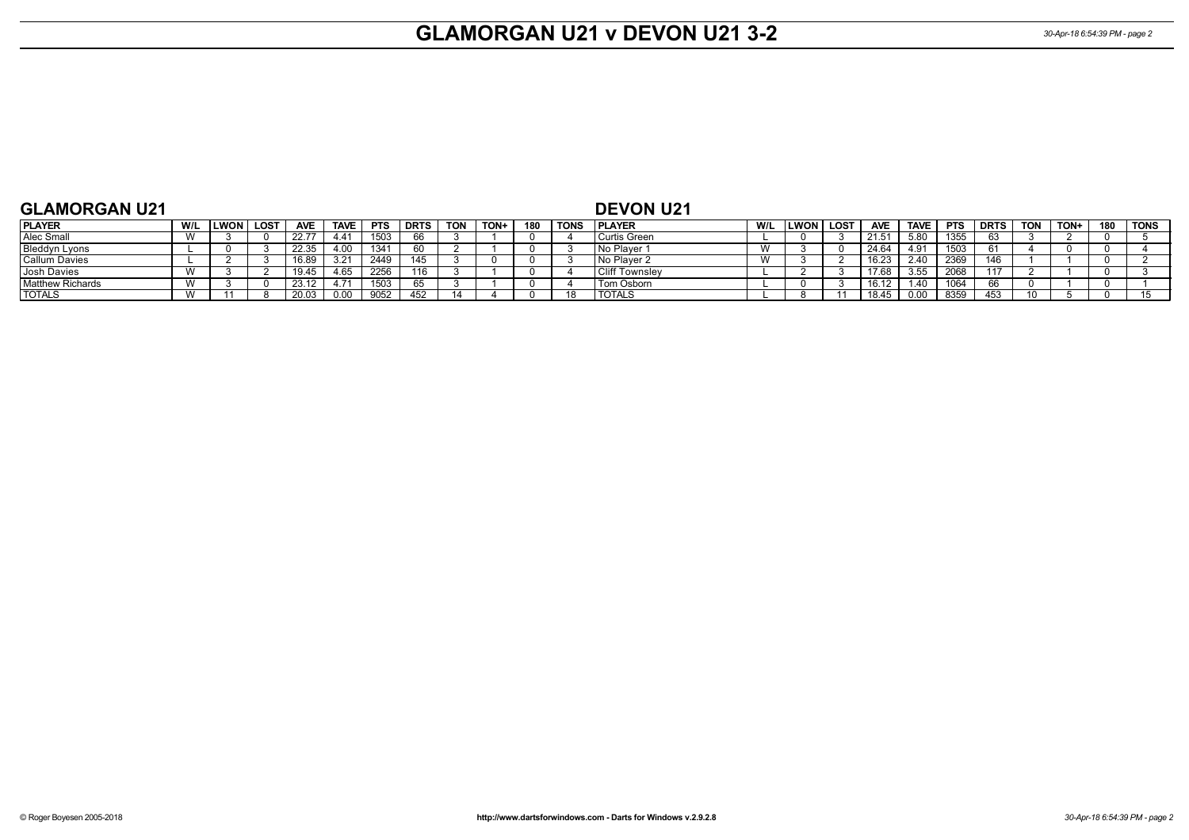# GLAMORGAN U21 v DEVON U21 3-2

## GLAMORGAN U21

| PLAYER | W/L | LWON | LOST | AVE | TAVE | PTS | DRTS | TON | TON+ | 180 | TONS |
|---|---|---|---|---|---|---|---|---|---|---|---|
| Alec Small | W | 3 | 0 | 22.77 | 4.41 | 1503 | 66 | 3 | 1 | 0 | 4 |
| Bleddyn Lyons | L | 0 | 3 | 22.35 | 4.00 | 1341 | 60 | 2 | 1 | 0 | 3 |
| Callum Davies | L | 2 | 3 | 16.89 | 3.21 | 2449 | 145 | 3 | 0 | 0 | 3 |
| Josh Davies | W | 3 | 2 | 19.45 | 4.65 | 2256 | 116 | 3 | 1 | 0 | 4 |
| Matthew Richards | W | 3 | 0 | 23.12 | 4.71 | 1503 | 65 | 3 | 1 | 0 | 4 |
| TOTALS | W | 11 | 8 | 20.03 | 0.00 | 9052 | 452 | 14 | 4 | 0 | 18 |

## DEVON U21

| PLAYER | W/L | LWON | LOST | AVE | TAVE | PTS | DRTS | TON | TON+ | 180 | TONS |
|---|---|---|---|---|---|---|---|---|---|---|---|
| Curtis Green | L | 0 | 3 | 21.51 | 5.80 | 1355 | 63 | 3 | 2 | 0 | 5 |
| No Player 1 | W | 3 | 0 | 24.64 | 4.91 | 1503 | 61 | 4 | 0 | 0 | 4 |
| No Player 2 | W | 3 | 2 | 16.23 | 2.40 | 2369 | 146 | 1 | 1 | 0 | 2 |
| Cliff Townsley | L | 2 | 3 | 17.68 | 3.55 | 2068 | 117 | 2 | 1 | 0 | 3 |
| Tom Osborn | L | 0 | 3 | 16.12 | 1.40 | 1064 | 66 | 0 | 1 | 0 | 1 |
| TOTALS | L | 8 | 11 | 18.45 | 0.00 | 8359 | 453 | 10 | 5 | 0 | 15 |